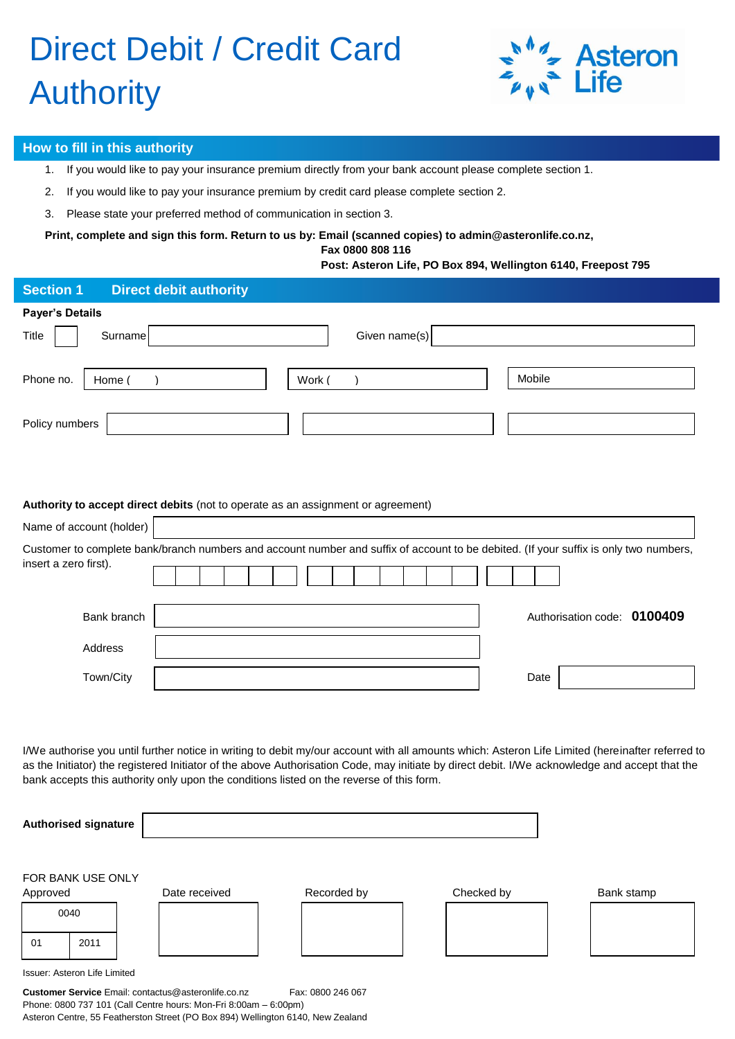# Direct Debit / Credit Card Authority

Asteron Life

## How to fill in this authority

1. If you would like to pay your insurance premium directly from your bank account please complete section 1.
2. If you would like to pay your insurance premium by credit card please complete section 2.
3. Please state your preferred method of communication in section 3.

**Print, complete and sign this form. Return to us by: Email (scanned copies) to admin@asteronlife.co.nz,**
**Fax 0800 808 116**
**Post: Asteron Life, PO Box 894, Wellington 6140, Freepost 795**

## Section 1 Direct debit authority

**Payer's Details**

Title ____ Surname ____________ Given name(s) ____________

Phone no. Home (     ) ____________ Work (     ) ____________ Mobile ____________

Policy numbers ____________ ____________ ____________

**Authority to accept direct debits** (not to operate as an assignment or agreement)

Name of account (holder) ____________

Customer to complete bank/branch numbers and account number and suffix of account to be debited. (If your suffix is only two numbers, insert a zero first).

Bank branch ____________ Authorisation code: **0100409**

Address ____________

Town/City ____________ Date ____________

I/We authorise you until further notice in writing to debit my/our account with all amounts which: Asteron Life Limited (hereinafter referred to as the Initiator) the registered Initiator of the above Authorisation Code, may initiate by direct debit. I/We acknowledge and accept that the bank accepts this authority only upon the conditions listed on the reverse of this form.

**Authorised signature** ____________

FOR BANK USE ONLY

| Approved | | Date received | Recorded by | Checked by | Bank stamp |
|---|---|---|---|---|---|
| 0040 | | | | | |
| 01 | 2011 | | | | |

Issuer: Asteron Life Limited

**Customer Service** Email: contactus@asteronlife.co.nz Fax: 0800 246 067
Phone: 0800 737 101 (Call Centre hours: Mon-Fri 8:00am – 6:00pm)
Asteron Centre, 55 Featherston Street (PO Box 894) Wellington 6140, New Zealand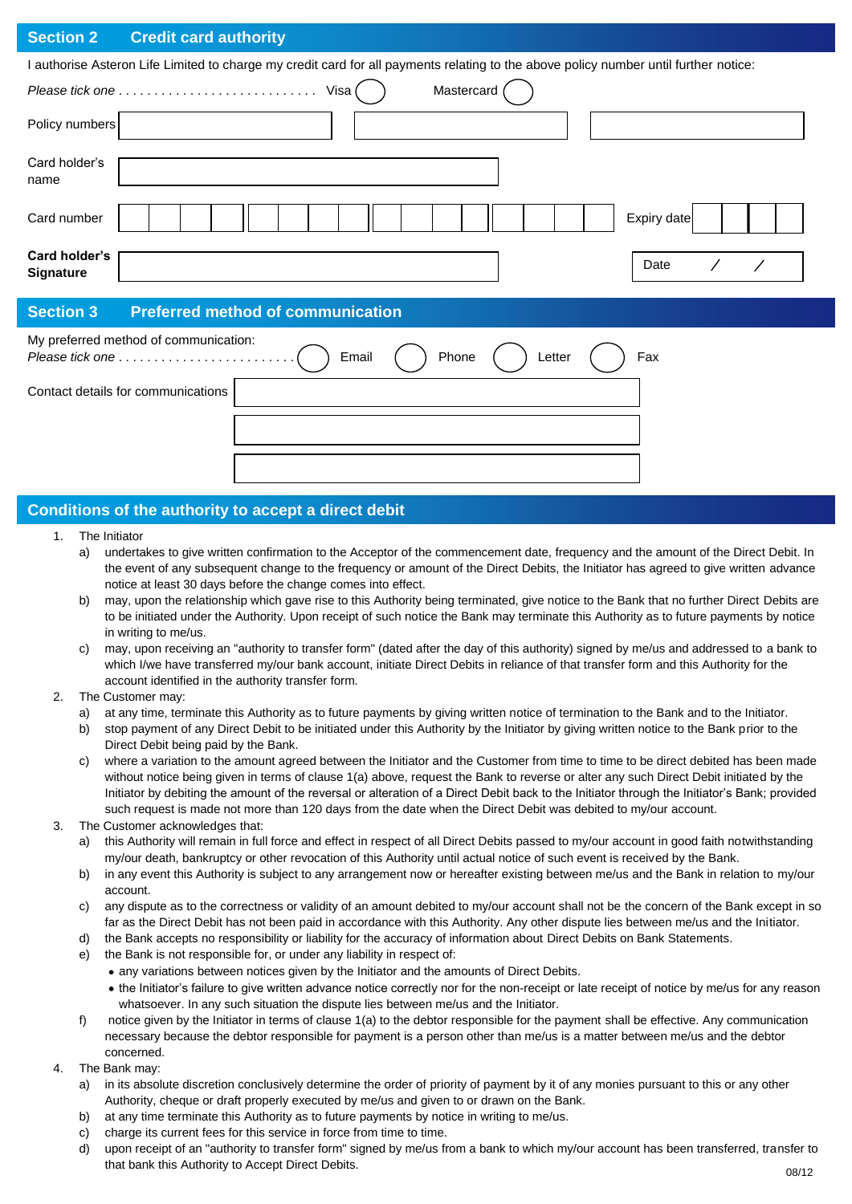## Section 2 Credit card authority

I authorise Asteron Life Limited to charge my credit card for all payments relating to the above policy number until further notice:

*Please tick one* . . . . . . . . . . . . . . . . . . . . . . . . . . . Visa ◯ Mastercard ◯

Policy numbers

Card holder's name

Card number | Expiry date

**Card holder's Signature** | Date / /

## Section 3 Preferred method of communication

My preferred method of communication:
*Please tick one* . . . . . . . . . . . . . . . . . . . . . . . . ◯ Email ◯ Phone ◯ Letter ◯ Fax

Contact details for communications

## Conditions of the authority to accept a direct debit

1. The Initiator
   a) undertakes to give written confirmation to the Acceptor of the commencement date, frequency and the amount of the Direct Debit. In the event of any subsequent change to the frequency or amount of the Direct Debits, the Initiator has agreed to give written advance notice at least 30 days before the change comes into effect.
   b) may, upon the relationship which gave rise to this Authority being terminated, give notice to the Bank that no further Direct Debits are to be initiated under the Authority. Upon receipt of such notice the Bank may terminate this Authority as to future payments by notice in writing to me/us.
   c) may, upon receiving an "authority to transfer form" (dated after the day of this authority) signed by me/us and addressed to a bank to which I/we have transferred my/our bank account, initiate Direct Debits in reliance of that transfer form and this Authority for the account identified in the authority transfer form.
2. The Customer may:
   a) at any time, terminate this Authority as to future payments by giving written notice of termination to the Bank and to the Initiator.
   b) stop payment of any Direct Debit to be initiated under this Authority by the Initiator by giving written notice to the Bank prior to the Direct Debit being paid by the Bank.
   c) where a variation to the amount agreed between the Initiator and the Customer from time to time to be direct debited has been made without notice being given in terms of clause 1(a) above, request the Bank to reverse or alter any such Direct Debit initiated by the Initiator by debiting the amount of the reversal or alteration of a Direct Debit back to the Initiator through the Initiator's Bank; provided such request is made not more than 120 days from the date when the Direct Debit was debited to my/our account.
3. The Customer acknowledges that:
   a) this Authority will remain in full force and effect in respect of all Direct Debits passed to my/our account in good faith notwithstanding my/our death, bankruptcy or other revocation of this Authority until actual notice of such event is received by the Bank.
   b) in any event this Authority is subject to any arrangement now or hereafter existing between me/us and the Bank in relation to my/our account.
   c) any dispute as to the correctness or validity of an amount debited to my/our account shall not be the concern of the Bank except in so far as the Direct Debit has not been paid in accordance with this Authority. Any other dispute lies between me/us and the Initiator.
   d) the Bank accepts no responsibility or liability for the accuracy of information about Direct Debits on Bank Statements.
   e) the Bank is not responsible for, or under any liability in respect of:
      - any variations between notices given by the Initiator and the amounts of Direct Debits.
      - the Initiator's failure to give written advance notice correctly nor for the non-receipt or late receipt of notice by me/us for any reason whatsoever. In any such situation the dispute lies between me/us and the Initiator.
   f) notice given by the Initiator in terms of clause 1(a) to the debtor responsible for the payment shall be effective. Any communication necessary because the debtor responsible for payment is a person other than me/us is a matter between me/us and the debtor concerned.
4. The Bank may:
   a) in its absolute discretion conclusively determine the order of priority of payment by it of any monies pursuant to this or any other Authority, cheque or draft properly executed by me/us and given to or drawn on the Bank.
   b) at any time terminate this Authority as to future payments by notice in writing to me/us.
   c) charge its current fees for this service in force from time to time.
   d) upon receipt of an "authority to transfer form" signed by me/us from a bank to which my/our account has been transferred, transfer to that bank this Authority to Accept Direct Debits.

08/12